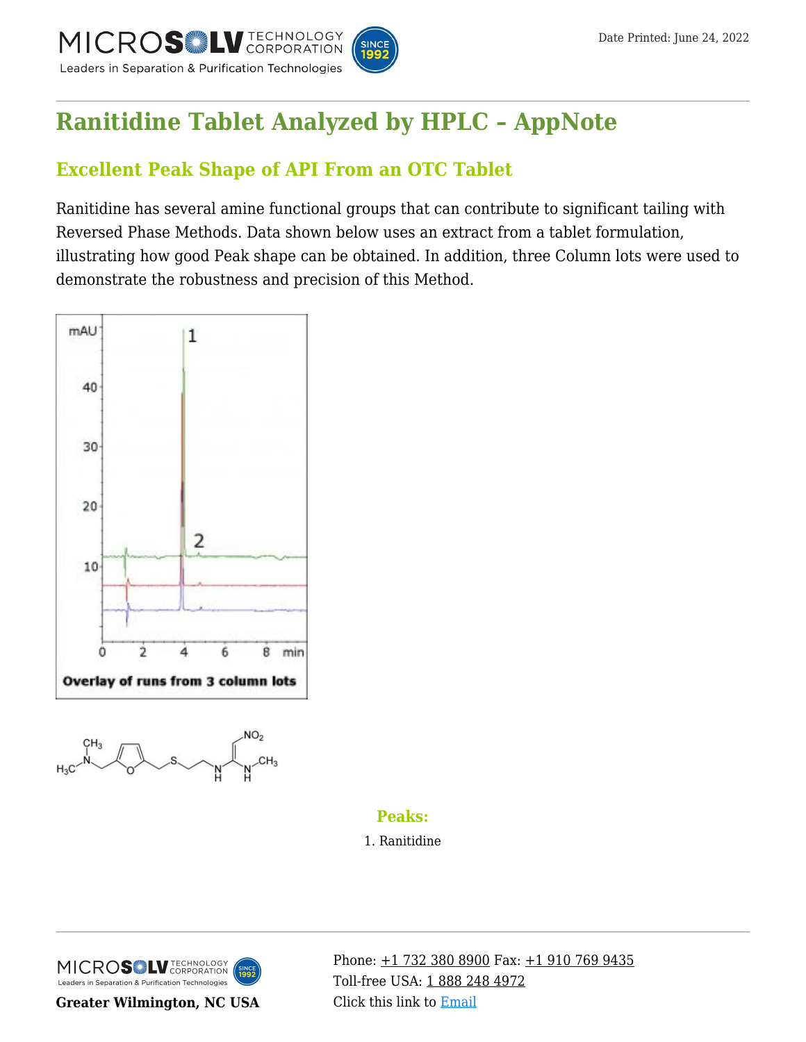# Ranitidine Tablet Analyzed by HPLC – AppNote

## Excellent Peak Shape of API From an OTC Tablet

Ranitidine has several amine functional groups that can contribute to significant tailing with Reversed Phase Methods. Data shown below uses an extract from a tablet formulation, illustrating how good Peak shape can be obtained. In addition, three Column lots were used to demonstrate the robustness and precision of this Method.

Overlay of runs from 3 column lots

### Peaks:

1. Ranitidine

Greater Wilmington, NC USA

Phone: +1 732 380 8900 Fax: +1 910 769 9435
Toll-free USA: 1 888 248 4972
Click this link to Email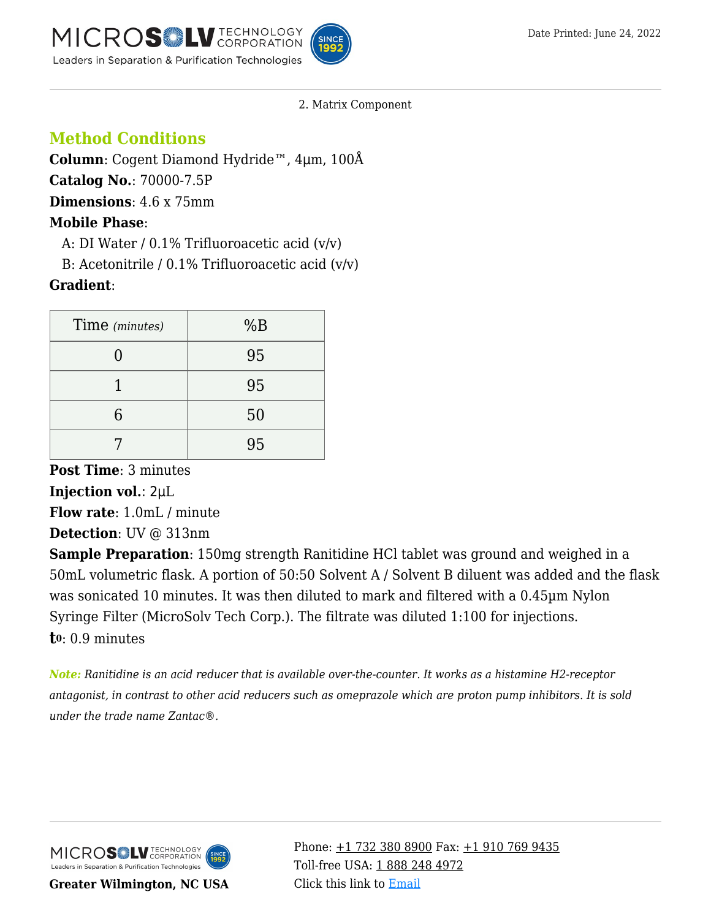2. Matrix Component

## Method Conditions

**Column**: Cogent Diamond Hydride™, 4µm, 100Å

**Catalog No.**: 70000-7.5P

**Dimensions**: 4.6 x 75mm

**Mobile Phase**:

A: DI Water / 0.1% Trifluoroacetic acid (v/v)

B: Acetonitrile / 0.1% Trifluoroacetic acid (v/v)

**Gradient**:

| Time *(minutes)* | %B |
|---|---|
| 0 | 95 |
| 1 | 95 |
| 6 | 50 |
| 7 | 95 |

**Post Time**: 3 minutes

**Injection vol.**: 2µL

**Flow rate**: 1.0mL / minute

**Detection**: UV @ 313nm

**Sample Preparation**: 150mg strength Ranitidine HCl tablet was ground and weighed in a 50mL volumetric flask. A portion of 50:50 Solvent A / Solvent B diluent was added and the flask was sonicated 10 minutes. It was then diluted to mark and filtered with a 0.45µm Nylon Syringe Filter (MicroSolv Tech Corp.). The filtrate was diluted 1:100 for injections.

**$t_0$**: 0.9 minutes

***Note:*** *Ranitidine is an acid reducer that is available over-the-counter. It works as a histamine H2-receptor antagonist, in contrast to other acid reducers such as omeprazole which are proton pump inhibitors. It is sold under the trade name Zantac®.*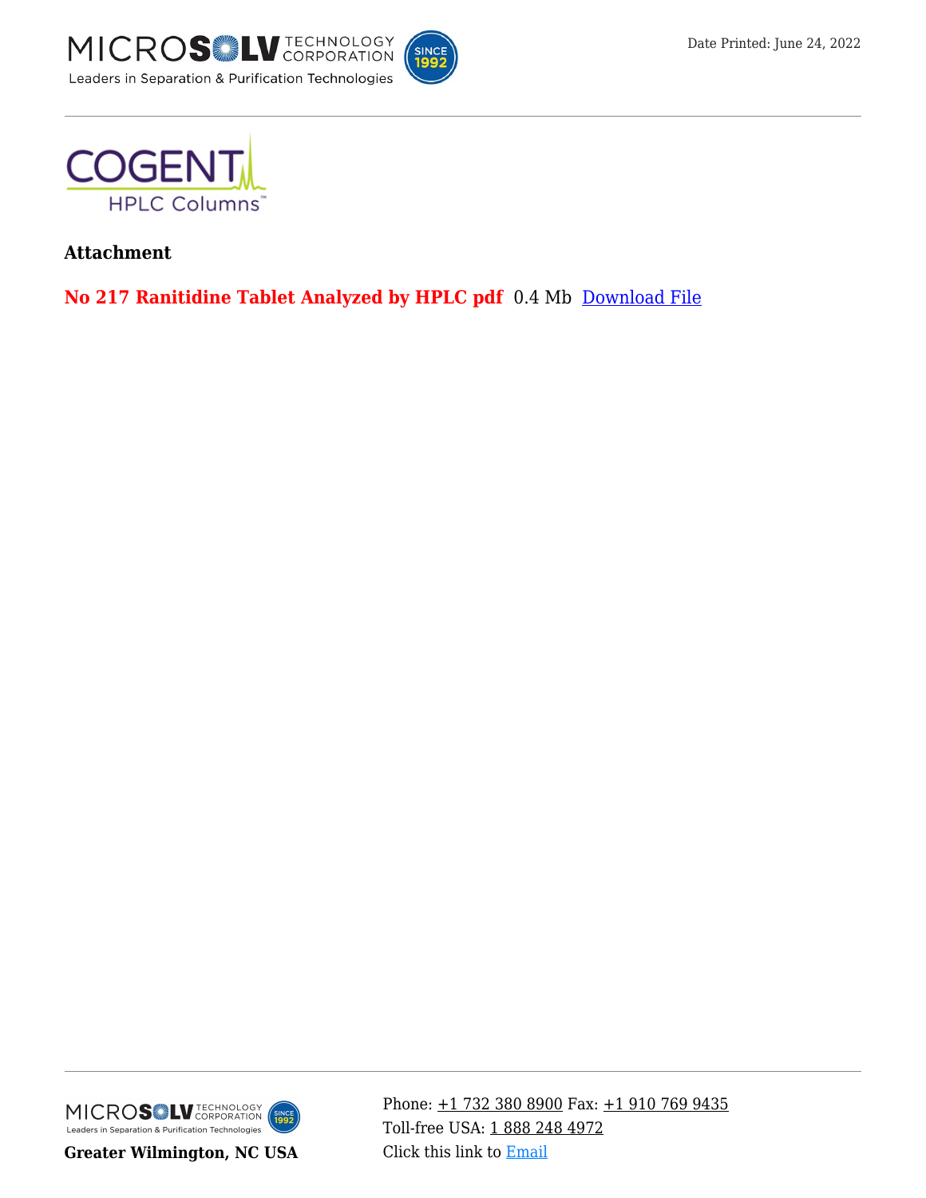**Attachment**

**No 217 Ranitidine Tablet Analyzed by HPLC pdf** 0.4 Mb [Download File]